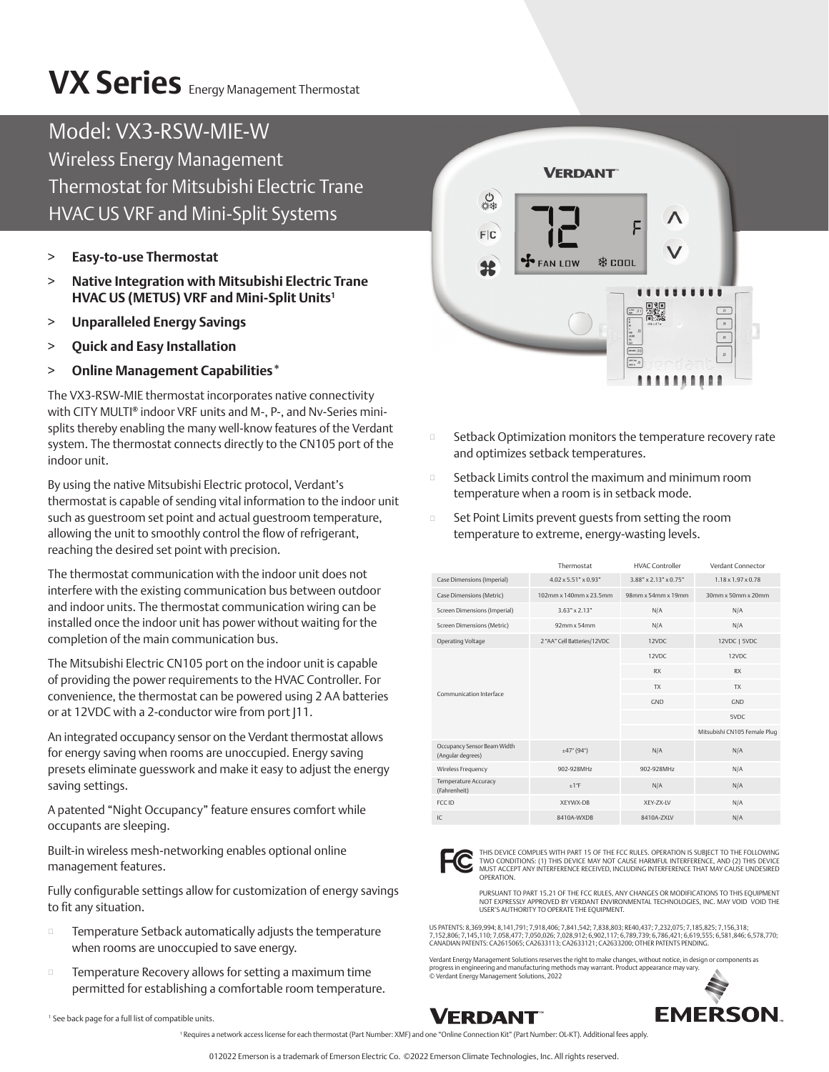# VX Series Energy Management Thermostat

## Model: VX3-RSW-MIE-W

### Wireless Energy Management Thermostat for Mitsubishi Electric Trane HVAC US VRF and Mini-Split Systems

- > **Easy-to-use Thermostat**
- > **Native Integration with Mitsubishi Electric Trane HVAC US (METUS) VRF and Mini-Split Units[1]**
- > **Unparalleled Energy Savings**
- > **Quick and Easy Installation**
- > **Online Management Capabilities***

The VX3-RSW-MIE thermostat incorporates native connectivity with CITY MULTI® indoor VRF units and M-, P-, and Nv-Series mini-splits thereby enabling the many well-know features of the Verdant system. The thermostat connects directly to the CN105 port of the indoor unit.

By using the native Mitsubishi Electric protocol, Verdant's thermostat is capable of sending vital information to the indoor unit such as guestroom set point and actual guestroom temperature, allowing the unit to smoothly control the flow of refrigerant, reaching the desired set point with precision.

The thermostat communication with the indoor unit does not interfere with the existing communication bus between outdoor and indoor units. The thermostat communication wiring can be installed once the indoor unit has power without waiting for the completion of the main communication bus.

The Mitsubishi Electric CN105 port on the indoor unit is capable of providing the power requirements to the HVAC Controller. For convenience, the thermostat can be powered using 2 AA batteries or at 12VDC with a 2-conductor wire from port J11.

An integrated occupancy sensor on the Verdant thermostat allows for energy saving when rooms are unoccupied. Energy saving presets eliminate guesswork and make it easy to adjust the energy saving settings.

A patented "Night Occupancy" feature ensures comfort while occupants are sleeping.

Built-in wireless mesh-networking enables optional online management features.

Fully configurable settings allow for customization of energy savings to fit any situation.

- Temperature Setback automatically adjusts the temperature when rooms are unoccupied to save energy.
- Temperature Recovery allows for setting a maximum time permitted for establishing a comfortable room temperature.
- Setback Optimization monitors the temperature recovery rate and optimizes setback temperatures.
- Setback Limits control the maximum and minimum room temperature when a room is in setback mode.
- Set Point Limits prevent guests from setting the room temperature to extreme, energy-wasting levels.

| | Thermostat | HVAC Controller | Verdant Connector |
|---|---|---|---|
| Case Dimensions (Imperial) | 4.02 x 5.51" x 0.93" | 3.88" x 2.13" x 0.75" | 1.18 x 1.97 x 0.78 |
| Case Dimensions (Metric) | 102mm x 140mm x 23.5mm | 98mm x 54mm x 19mm | 30mm x 50mm x 20mm |
| Screen Dimensions (Imperial) | 3.63" x 2.13" | N/A | N/A |
| Screen Dimensions (Metric) | 92mm x 54mm | N/A | N/A |
| Operating Voltage | 2 "AA" Cell Batteries/12VDC | 12VDC | 12VDC \| 5VDC |
| Communication Interface | | 12VDC | 12VDC |
| | | RX | RX |
| | | TX | TX |
| | | GND | GND |
| | | | 5VDC |
| | | | Mitsubishi CN105 Female Plug |
| Occupancy Sensor Beam Width (Angular degrees) | ±47° (94°) | N/A | N/A |
| Wireless Frequency | 902-928MHz | 902-928MHz | N/A |
| Temperature Accuracy (Fahrenheit) | ±1°F | N/A | N/A |
| FCC ID | XEYWX-DB | XEY-ZX-LV | N/A |
| IC | 8410A-WXDB | 8410A-ZXLV | N/A |

THIS DEVICE COMPLIES WITH PART 15 OF THE FCC RULES. OPERATION IS SUBJECT TO THE FOLLOWING TWO CONDITIONS: (1) THIS DEVICE MAY NOT CAUSE HARMFUL INTERFERENCE, AND (2) THIS DEVICE MUST ACCEPT ANY INTERFERENCE RECEIVED, INCLUDING INTERFERENCE THAT MAY CAUSE UNDESIRED OPERATION.

PURSUANT TO PART 15.21 OF THE FCC RULES, ANY CHANGES OR MODIFICATIONS TO THIS EQUIPMENT NOT EXPRESSLY APPROVED BY VERDANT ENVIRONMENTAL TECHNOLOGIES, INC. MAY VOID VOID THE USER'S AUTHORITY TO OPERATE THE EQUIPMENT.

US PATENTS: 8,369,994; 8,141,791; 7,918,406; 7,841,542; 7,838,803; RE40,437; 7,232,075; 7,185,825; 7,156,318; 7,152,806; 7,145,110; 7,058,477; 7,050,026; 7,028,912; 6,902,117; 6,789,739; 6,786,421; 6,619,555; 6,581,846; 6,578,770; CANADIAN PATENTS: CA2615065; CA2633113; CA2633121; CA2633200; OTHER PATENTS PENDING.

Verdant Energy Management Solutions reserves the right to make changes, without notice, in design or components as progress in engineering and manufacturing methods may warrant. Product appearance may vary.
© Verdant Energy Management Solutions, 2022

[1] See back page for a full list of compatible units.

[1] Requires a network access license for each thermostat (Part Number: XMF) and one "Online Connection Kit" (Part Number: OL-KT). Additional fees apply.

012022 Emerson is a trademark of Emerson Electric Co. ©2022 Emerson Climate Technologies, Inc. All rights reserved.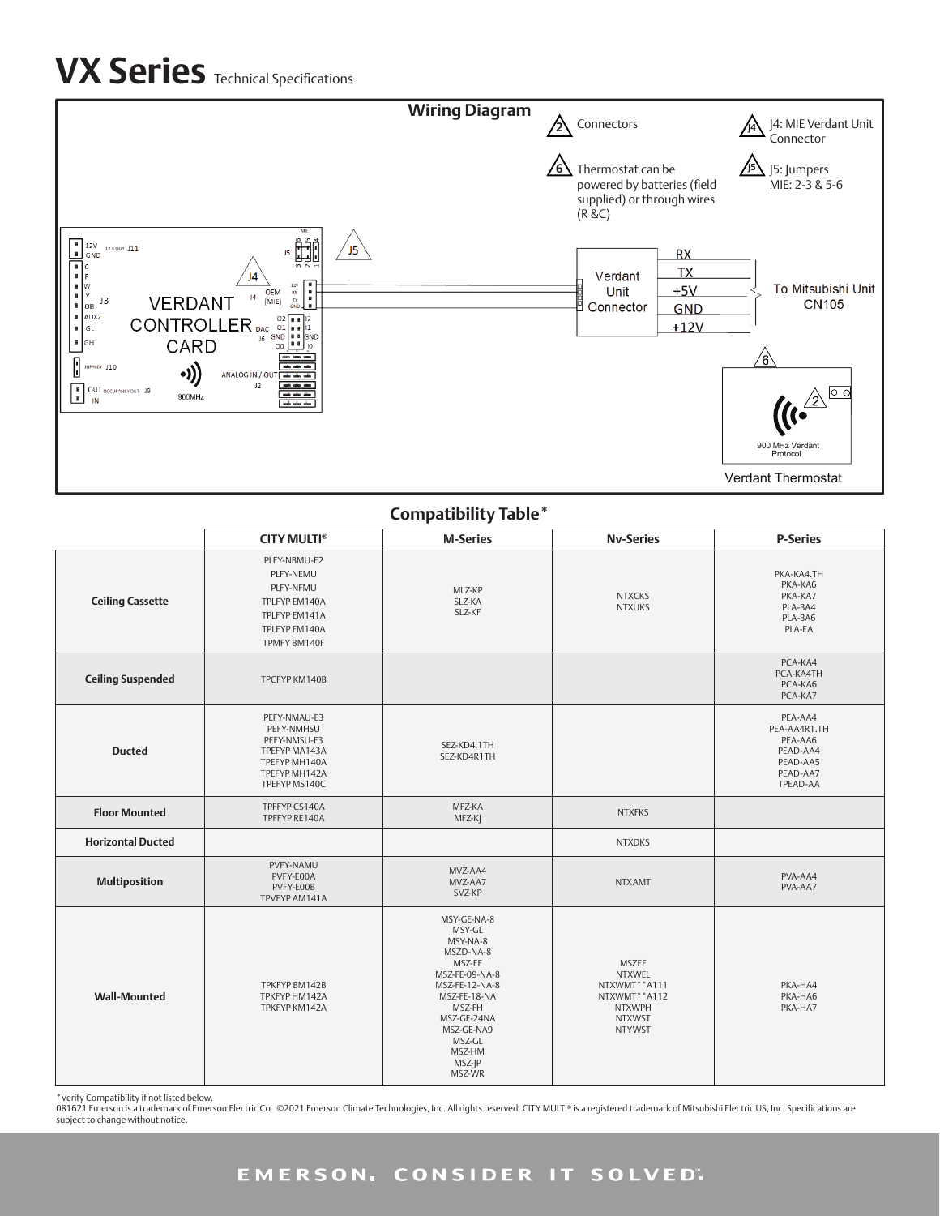# VX Series Technical Specifications

## Wiring Diagram

2 Connectors

6 Thermostat can be powered by batteries (field supplied) or through wires (R &C)

J4 J4: MIE Verdant Unit Connector

J5 J5: Jumpers MIE: 2-3 & 5-6

12V 12 V OUT J11
GND

C
R
W
Y J3
OB
AUX2
GL
GH

VERDANT CONTROLLER CARD

J4
OEM (MIE)
J4
12V
RX
TX
GND

J5
MIE
J5

O2
DAC O1
J6 GND
O0

I2
I1
GND
I0

JUMPER J10

ANALOG IN / OUT
J2

OUT OCCUPANCY OUT J9
IN

900MHz

Verdant Unit Connector

RX
TX
+5V
GND
+12V

To Mitsubishi Unit CN105

6

2

900 MHz Verdant Protocol

Verdant Thermostat

## Compatibility Table*

| | CITY MULTI® | M-Series | Nv-Series | P-Series |
|---|---|---|---|---|
| **Ceiling Cassette** | PLFY-NBMU-E2<br>PLFY-NEMU<br>PLFY-NFMU<br>TPLFYP EM140A<br>TPLFYP EM141A<br>TPLFYP FM140A<br>TPMFY BM140F | MLZ-KP<br>SLZ-KA<br>SLZ-KF | NTXCKS<br>NTXUKS | PKA-KA4.TH<br>PKA-KA6<br>PKA-KA7<br>PLA-BA4<br>PLA-BA6<br>PLA-EA |
| **Ceiling Suspended** | TPCFYP KM140B | | | PCA-KA4<br>PCA-KA4TH<br>PCA-KA6<br>PCA-KA7 |
| **Ducted** | PEFY-NMAU-E3<br>PEFY-NMHSU<br>PEFY-NMSU-E3<br>TPEFYP MA143A<br>TPEFYP MH140A<br>TPEFYP MH142A<br>TPEFYP MS140C | SEZ-KD4.1TH<br>SEZ-KD4R1TH | | PEA-AA4<br>PEA-AA4R1.TH<br>PEA-AA6<br>PEAD-AA4<br>PEAD-AA5<br>PEAD-AA7<br>TPEAD-AA |
| **Floor Mounted** | TPFFYP CS140A<br>TPFFYP RE140A | MFZ-KA<br>MFZ-KJ | NTXFKS | |
| **Horizontal Ducted** | | | NTXDKS | |
| **Multiposition** | PVFY-NAMU<br>PVFY-E00A<br>PVFY-E00B<br>TPVFYP AM141A | MVZ-AA4<br>MVZ-AA7<br>SVZ-KP | NTXAMT | PVA-AA4<br>PVA-AA7 |
| **Wall-Mounted** | TPKFYP BM142B<br>TPKFYP HM142A<br>TPKFYP KM142A | MSY-GE-NA-8<br>MSY-GL<br>MSY-NA-8<br>MSZD-NA-8<br>MSZ-EF<br>MSZ-FE-09-NA-8<br>MSZ-FE-12-NA-8<br>MSZ-FE-18-NA<br>MSZ-FH<br>MSZ-GE-24NA<br>MSZ-GE-NA9<br>MSZ-GL<br>MSZ-HM<br>MSZ-JP<br>MSZ-WR | MSZEF<br>NTXWEL<br>NTXWMT**A111<br>NTXWMT**A112<br>NTXWPH<br>NTXWST<br>NTYWST | PKA-HA4<br>PKA-HA6<br>PKA-HA7 |

*Verify Compatibility if not listed below.

081621 Emerson is a trademark of Emerson Electric Co. ©2021 Emerson Climate Technologies, Inc. All rights reserved. CITY MULTI® is a registered trademark of Mitsubishi Electric US, Inc. Specifications are subject to change without notice.

EMERSON. CONSIDER IT SOLVED™.